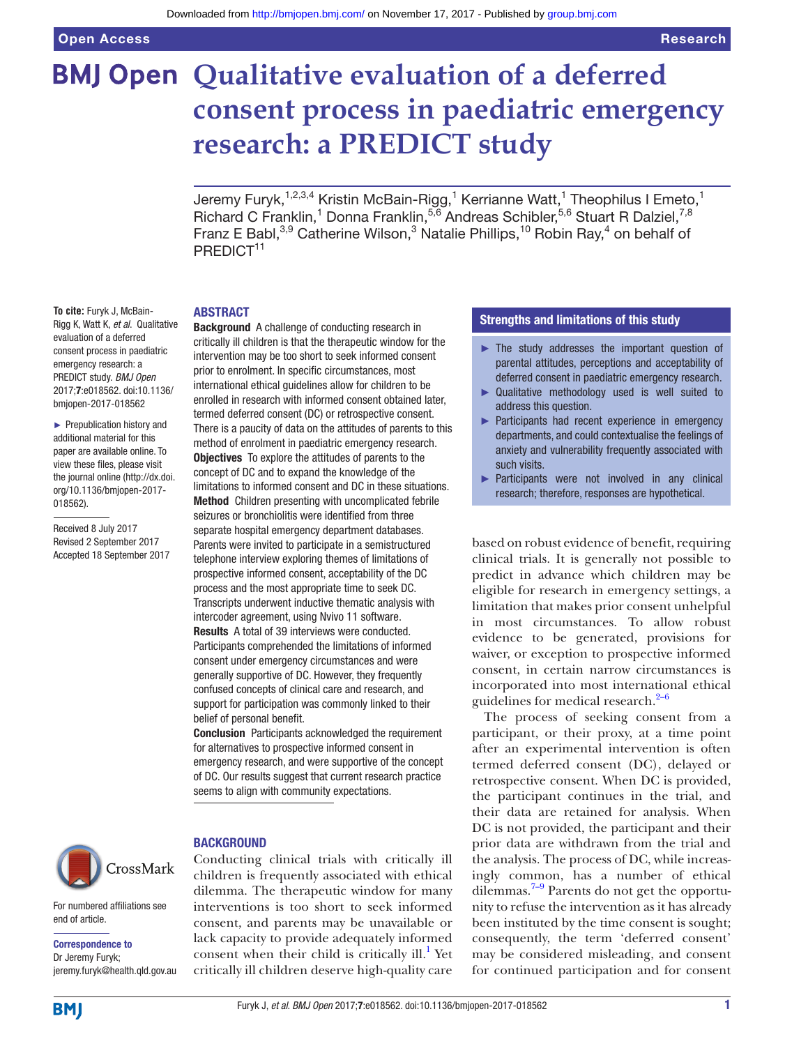# Qualitative evaluation of a deferred consent process in paediatric emergency research: a PREDICT study

Jeremy Furyk,[1,2,3,4] Kristin McBain-Rigg,[1] Kerrianne Watt,[1] Theophilus I Emeto,[1] Richard C Franklin,[1] Donna Franklin,[5,6] Andreas Schibler,[5,6] Stuart R Dalziel,[7,8] Franz E Babl,[3,9] Catherine Wilson,[3] Natalie Phillips,[10] Robin Ray,[4] on behalf of PREDICT[11]

**To cite:** Furyk J, McBain-Rigg K, Watt K, *et al*. Qualitative evaluation of a deferred consent process in paediatric emergency research: a PREDICT study. *BMJ Open* 2017;**7**:e018562. doi:10.1136/bmjopen-2017-018562

► Prepublication history and additional material for this paper are available online. To view these files, please visit the journal online (http://dx.doi.org/10.1136/bmjopen-2017-018562).

Received 8 July 2017
Revised 2 September 2017
Accepted 18 September 2017

## ABSTRACT

**Background** A challenge of conducting research in critically ill children is that the therapeutic window for the intervention may be too short to seek informed consent prior to enrolment. In specific circumstances, most international ethical guidelines allow for children to be enrolled in research with informed consent obtained later, termed deferred consent (DC) or retrospective consent. There is a paucity of data on the attitudes of parents to this method of enrolment in paediatric emergency research.

**Objectives** To explore the attitudes of parents to the concept of DC and to expand the knowledge of the limitations to informed consent and DC in these situations.

**Method** Children presenting with uncomplicated febrile seizures or bronchiolitis were identified from three separate hospital emergency department databases. Parents were invited to participate in a semistructured telephone interview exploring themes of limitations of prospective informed consent, acceptability of the DC process and the most appropriate time to seek DC. Transcripts underwent inductive thematic analysis with intercoder agreement, using Nvivo 11 software.

**Results** A total of 39 interviews were conducted. Participants comprehended the limitations of informed consent under emergency circumstances and were generally supportive of DC. However, they frequently confused concepts of clinical care and research, and support for participation was commonly linked to their belief of personal benefit.

**Conclusion** Participants acknowledged the requirement for alternatives to prospective informed consent in emergency research, and were supportive of the concept of DC. Our results suggest that current research practice seems to align with community expectations.

## Strengths and limitations of this study

- ► The study addresses the important question of parental attitudes, perceptions and acceptability of deferred consent in paediatric emergency research.
- ► Qualitative methodology used is well suited to address this question.
- ► Participants had recent experience in emergency departments, and could contextualise the feelings of anxiety and vulnerability frequently associated with such visits.
- ► Participants were not involved in any clinical research; therefore, responses are hypothetical.

## BACKGROUND

Conducting clinical trials with critically ill children is frequently associated with ethical dilemma. The therapeutic window for many interventions is too short to seek informed consent, and parents may be unavailable or lack capacity to provide adequately informed consent when their child is critically ill.[1] Yet critically ill children deserve high-quality care based on robust evidence of benefit, requiring clinical trials. It is generally not possible to predict in advance which children may be eligible for research in emergency settings, a limitation that makes prior consent unhelpful in most circumstances. To allow robust evidence to be generated, provisions for waiver, or exception to prospective informed consent, in certain narrow circumstances is incorporated into most international ethical guidelines for medical research.[2–6]

The process of seeking consent from a participant, or their proxy, at a time point after an experimental intervention is often termed deferred consent (DC), delayed or retrospective consent. When DC is provided, the participant continues in the trial, and their data are retained for analysis. When DC is not provided, the participant and their prior data are withdrawn from the trial and the analysis. The process of DC, while increasingly common, has a number of ethical dilemmas.[7–9] Parents do not get the opportunity to refuse the intervention as it has already been instituted by the time consent is sought; consequently, the term 'deferred consent' may be considered misleading, and consent for continued participation and for consent

For numbered affiliations see end of article.

**Correspondence to**
Dr Jeremy Furyk;
jeremy.furyk@health.qld.gov.au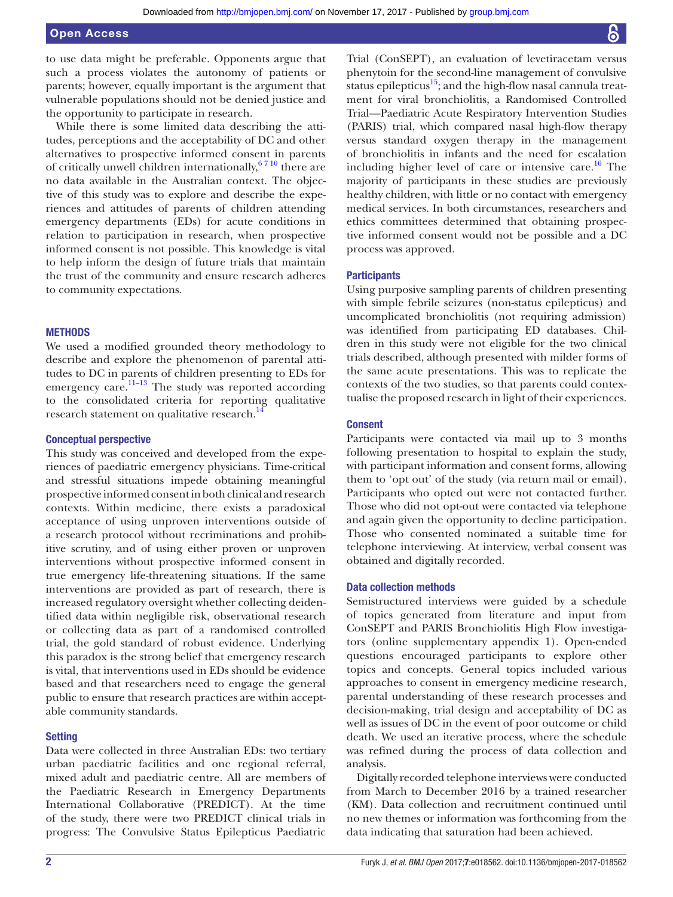to use data might be preferable. Opponents argue that such a process violates the autonomy of patients or parents; however, equally important is the argument that vulnerable populations should not be denied justice and the opportunity to participate in research.

While there is some limited data describing the attitudes, perceptions and the acceptability of DC and other alternatives to prospective informed consent in parents of critically unwell children internationally,[6 7 10] there are no data available in the Australian context. The objective of this study was to explore and describe the experiences and attitudes of parents of children attending emergency departments (EDs) for acute conditions in relation to participation in research, when prospective informed consent is not possible. This knowledge is vital to help inform the design of future trials that maintain the trust of the community and ensure research adheres to community expectations.

## METHODS

We used a modified grounded theory methodology to describe and explore the phenomenon of parental attitudes to DC in parents of children presenting to EDs for emergency care.[11–13] The study was reported according to the consolidated criteria for reporting qualitative research statement on qualitative research.[14]

### Conceptual perspective

This study was conceived and developed from the experiences of paediatric emergency physicians. Time-critical and stressful situations impede obtaining meaningful prospective informed consent in both clinical and research contexts. Within medicine, there exists a paradoxical acceptance of using unproven interventions outside of a research protocol without recriminations and prohibitive scrutiny, and of using either proven or unproven interventions without prospective informed consent in true emergency life-threatening situations. If the same interventions are provided as part of research, there is increased regulatory oversight whether collecting deidentified data within negligible risk, observational research or collecting data as part of a randomised controlled trial, the gold standard of robust evidence. Underlying this paradox is the strong belief that emergency research is vital, that interventions used in EDs should be evidence based and that researchers need to engage the general public to ensure that research practices are within acceptable community standards.

### Setting

Data were collected in three Australian EDs: two tertiary urban paediatric facilities and one regional referral, mixed adult and paediatric centre. All are members of the Paediatric Research in Emergency Departments International Collaborative (PREDICT). At the time of the study, there were two PREDICT clinical trials in progress: The Convulsive Status Epilepticus Paediatric Trial (ConSEPT), an evaluation of levetiracetam versus phenytoin for the second-line management of convulsive status epilepticus[15]; and the high-flow nasal cannula treatment for viral bronchiolitis, a Randomised Controlled Trial—Paediatric Acute Respiratory Intervention Studies (PARIS) trial, which compared nasal high-flow therapy versus standard oxygen therapy in the management of bronchiolitis in infants and the need for escalation including higher level of care or intensive care.[16] The majority of participants in these studies are previously healthy children, with little or no contact with emergency medical services. In both circumstances, researchers and ethics committees determined that obtaining prospective informed consent would not be possible and a DC process was approved.

### Participants

Using purposive sampling parents of children presenting with simple febrile seizures (non-status epilepticus) and uncomplicated bronchiolitis (not requiring admission) was identified from participating ED databases. Children in this study were not eligible for the two clinical trials described, although presented with milder forms of the same acute presentations. This was to replicate the contexts of the two studies, so that parents could contextualise the proposed research in light of their experiences.

### Consent

Participants were contacted via mail up to 3 months following presentation to hospital to explain the study, with participant information and consent forms, allowing them to 'opt out' of the study (via return mail or email). Participants who opted out were not contacted further. Those who did not opt-out were contacted via telephone and again given the opportunity to decline participation. Those who consented nominated a suitable time for telephone interviewing. At interview, verbal consent was obtained and digitally recorded.

### Data collection methods

Semistructured interviews were guided by a schedule of topics generated from literature and input from ConSEPT and PARIS Bronchiolitis High Flow investigators (online supplementary appendix 1). Open-ended questions encouraged participants to explore other topics and concepts. General topics included various approaches to consent in emergency medicine research, parental understanding of these research processes and decision-making, trial design and acceptability of DC as well as issues of DC in the event of poor outcome or child death. We used an iterative process, where the schedule was refined during the process of data collection and analysis.

Digitally recorded telephone interviews were conducted from March to December 2016 by a trained researcher (KM). Data collection and recruitment continued until no new themes or information was forthcoming from the data indicating that saturation had been achieved.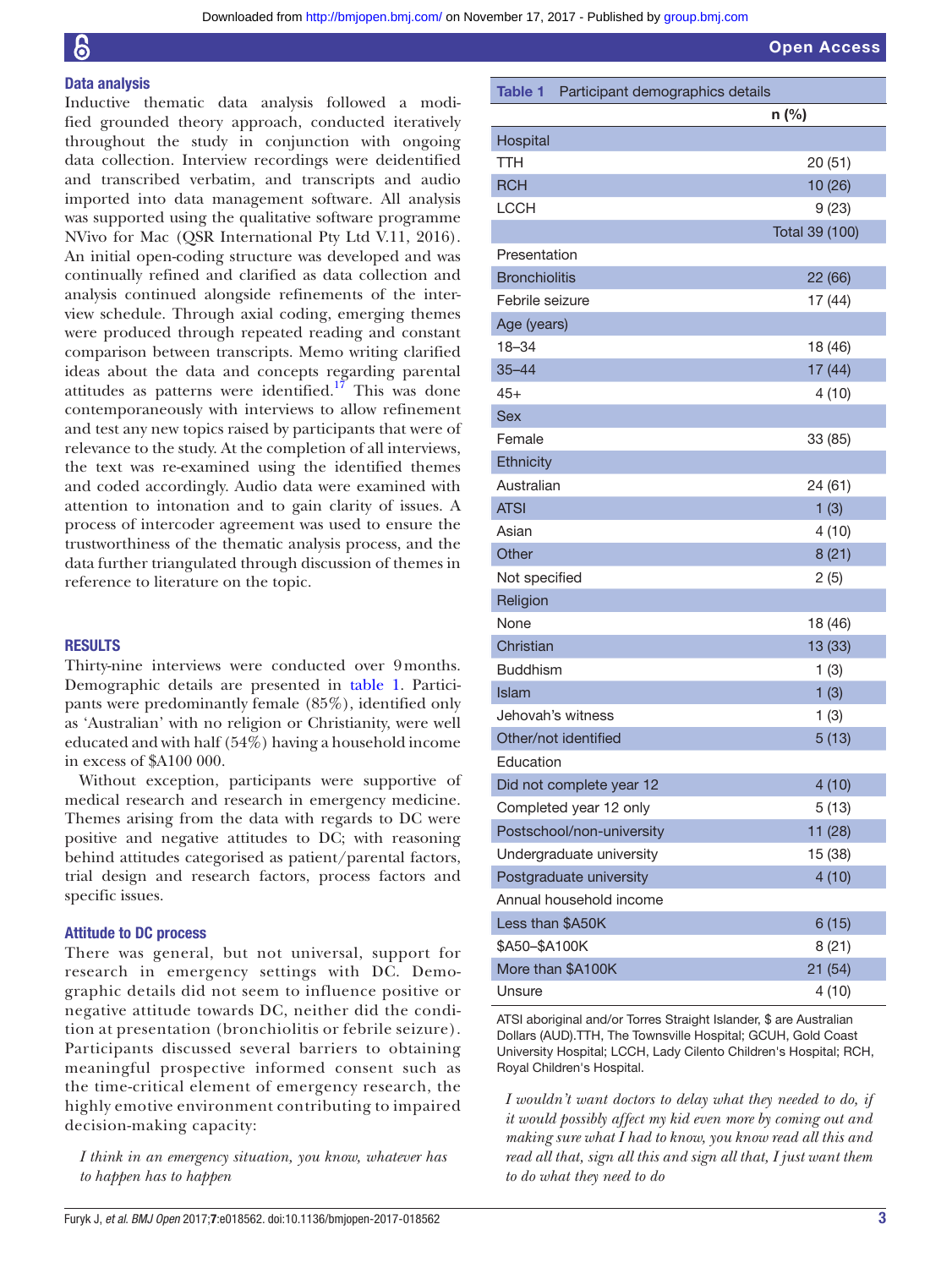## Data analysis

Inductive thematic data analysis followed a modified grounded theory approach, conducted iteratively throughout the study in conjunction with ongoing data collection. Interview recordings were deidentified and transcribed verbatim, and transcripts and audio imported into data management software. All analysis was supported using the qualitative software programme NVivo for Mac (QSR International Pty Ltd V.11, 2016). An initial open-coding structure was developed and was continually refined and clarified as data collection and analysis continued alongside refinements of the interview schedule. Through axial coding, emerging themes were produced through repeated reading and constant comparison between transcripts. Memo writing clarified ideas about the data and concepts regarding parental attitudes as patterns were identified.[17] This was done contemporaneously with interviews to allow refinement and test any new topics raised by participants that were of relevance to the study. At the completion of all interviews, the text was re-examined using the identified themes and coded accordingly. Audio data were examined with attention to intonation and to gain clarity of issues. A process of intercoder agreement was used to ensure the trustworthiness of the thematic analysis process, and the data further triangulated through discussion of themes in reference to literature on the topic.

## RESULTS

Thirty-nine interviews were conducted over 9 months. Demographic details are presented in table 1. Participants were predominantly female (85%), identified only as 'Australian' with no religion or Christianity, were well educated and with half (54%) having a household income in excess of $A100 000.

Without exception, participants were supportive of medical research and research in emergency medicine. Themes arising from the data with regards to DC were positive and negative attitudes to DC; with reasoning behind attitudes categorised as patient/parental factors, trial design and research factors, process factors and specific issues.

### Attitude to DC process

There was general, but not universal, support for research in emergency settings with DC. Demographic details did not seem to influence positive or negative attitude towards DC, neither did the condition at presentation (bronchiolitis or febrile seizure). Participants discussed several barriers to obtaining meaningful prospective informed consent such as the time-critical element of emergency research, the highly emotive environment contributing to impaired decision-making capacity:

> *I think in an emergency situation, you know, whatever has to happen has to happen*

> *I wouldn't want doctors to delay what they needed to do, if it would possibly affect my kid even more by coming out and making sure what I had to know, you know read all this and read all that, sign all this and sign all that, I just want them to do what they need to do*

**Table 1** Participant demographics details

| | n (%) |
|---|---|
| **Hospital** | |
| TTH | 20 (51) |
| RCH | 10 (26) |
| LCCH | 9 (23) |
| | Total 39 (100) |
| **Presentation** | |
| Bronchiolitis | 22 (66) |
| Febrile seizure | 17 (44) |
| **Age (years)** | |
| 18–34 | 18 (46) |
| 35–44 | 17 (44) |
| 45+ | 4 (10) |
| **Sex** | |
| Female | 33 (85) |
| **Ethnicity** | |
| Australian | 24 (61) |
| ATSI | 1 (3) |
| Asian | 4 (10) |
| Other | 8 (21) |
| Not specified | 2 (5) |
| **Religion** | |
| None | 18 (46) |
| Christian | 13 (33) |
| Buddhism | 1 (3) |
| Islam | 1 (3) |
| Jehovah's witness | 1 (3) |
| Other/not identified | 5 (13) |
| **Education** | |
| Did not complete year 12 | 4 (10) |
| Completed year 12 only | 5 (13) |
| Postschool/non-university | 11 (28) |
| Undergraduate university | 15 (38) |
| Postgraduate university | 4 (10) |
| **Annual household income** | |
| Less than $A50K | 6 (15) |
| $A50–$A100K | 8 (21) |
| More than $A100K | 21 (54) |
| Unsure | 4 (10) |

ATSI aboriginal and/or Torres Straight Islander, $ are Australian Dollars (AUD).TTH, The Townsville Hospital; GCUH, Gold Coast University Hospital; LCCH, Lady Cilento Children's Hospital; RCH, Royal Children's Hospital.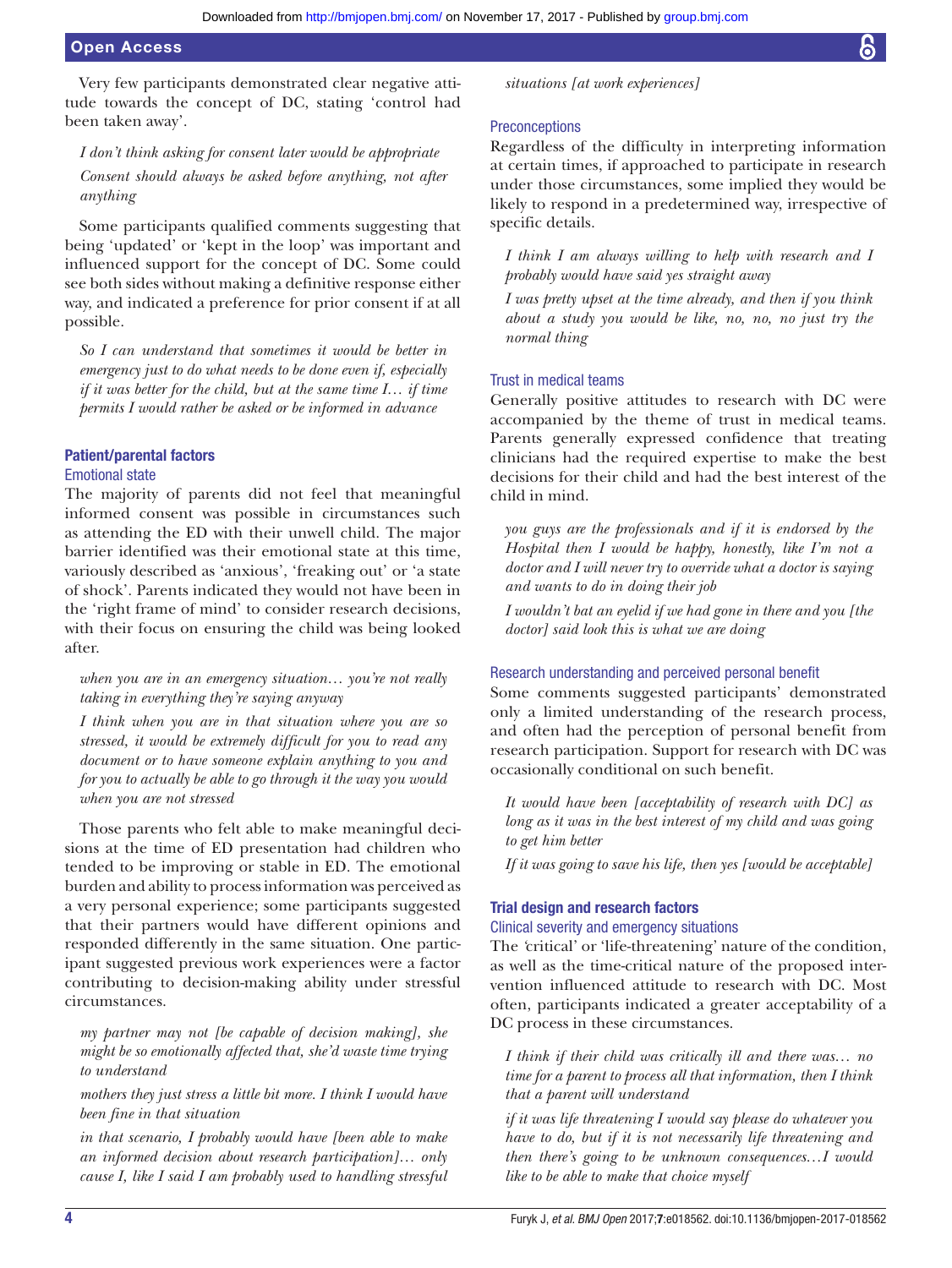Very few participants demonstrated clear negative attitude towards the concept of DC, stating 'control had been taken away'.

> *I don't think asking for consent later would be appropriate*
>
> *Consent should always be asked before anything, not after anything*

Some participants qualified comments suggesting that being 'updated' or 'kept in the loop' was important and influenced support for the concept of DC. Some could see both sides without making a definitive response either way, and indicated a preference for prior consent if at all possible.

> *So I can understand that sometimes it would be better in emergency just to do what needs to be done even if, especially if it was better for the child, but at the same time I… if time permits I would rather be asked or be informed in advance*

### Patient/parental factors

#### Emotional state

The majority of parents did not feel that meaningful informed consent was possible in circumstances such as attending the ED with their unwell child. The major barrier identified was their emotional state at this time, variously described as 'anxious', 'freaking out' or 'a state of shock'. Parents indicated they would not have been in the 'right frame of mind' to consider research decisions, with their focus on ensuring the child was being looked after.

> *when you are in an emergency situation… you're not really taking in everything they're saying anyway*
>
> *I think when you are in that situation where you are so stressed, it would be extremely difficult for you to read any document or to have someone explain anything to you and for you to actually be able to go through it the way you would when you are not stressed*

Those parents who felt able to make meaningful decisions at the time of ED presentation had children who tended to be improving or stable in ED. The emotional burden and ability to process information was perceived as a very personal experience; some participants suggested that their partners would have different opinions and responded differently in the same situation. One participant suggested previous work experiences were a factor contributing to decision-making ability under stressful circumstances.

> *my partner may not [be capable of decision making], she might be so emotionally affected that, she'd waste time trying to understand*
>
> *mothers they just stress a little bit more. I think I would have been fine in that situation*
>
> *in that scenario, I probably would have [been able to make an informed decision about research participation]… only cause I, like I said I am probably used to handling stressful situations [at work experiences]*

#### Preconceptions

Regardless of the difficulty in interpreting information at certain times, if approached to participate in research under those circumstances, some implied they would be likely to respond in a predetermined way, irrespective of specific details.

> *I think I am always willing to help with research and I probably would have said yes straight away*
>
> *I was pretty upset at the time already, and then if you think about a study you would be like, no, no, no just try the normal thing*

#### Trust in medical teams

Generally positive attitudes to research with DC were accompanied by the theme of trust in medical teams. Parents generally expressed confidence that treating clinicians had the required expertise to make the best decisions for their child and had the best interest of the child in mind.

> *you guys are the professionals and if it is endorsed by the Hospital then I would be happy, honestly, like I'm not a doctor and I will never try to override what a doctor is saying and wants to do in doing their job*
>
> *I wouldn't bat an eyelid if we had gone in there and you [the doctor] said look this is what we are doing*

#### Research understanding and perceived personal benefit

Some comments suggested participants' demonstrated only a limited understanding of the research process, and often had the perception of personal benefit from research participation. Support for research with DC was occasionally conditional on such benefit.

> *It would have been [acceptability of research with DC] as long as it was in the best interest of my child and was going to get him better*
>
> *If it was going to save his life, then yes [would be acceptable]*

### Trial design and research factors

#### Clinical severity and emergency situations

The 'critical' or 'life-threatening' nature of the condition, as well as the time-critical nature of the proposed intervention influenced attitude to research with DC. Most often, participants indicated a greater acceptability of a DC process in these circumstances.

> *I think if their child was critically ill and there was… no time for a parent to process all that information, then I think that a parent will understand*
>
> *if it was life threatening I would say please do whatever you have to do, but if it is not necessarily life threatening and then there's going to be unknown consequences…I would like to be able to make that choice myself*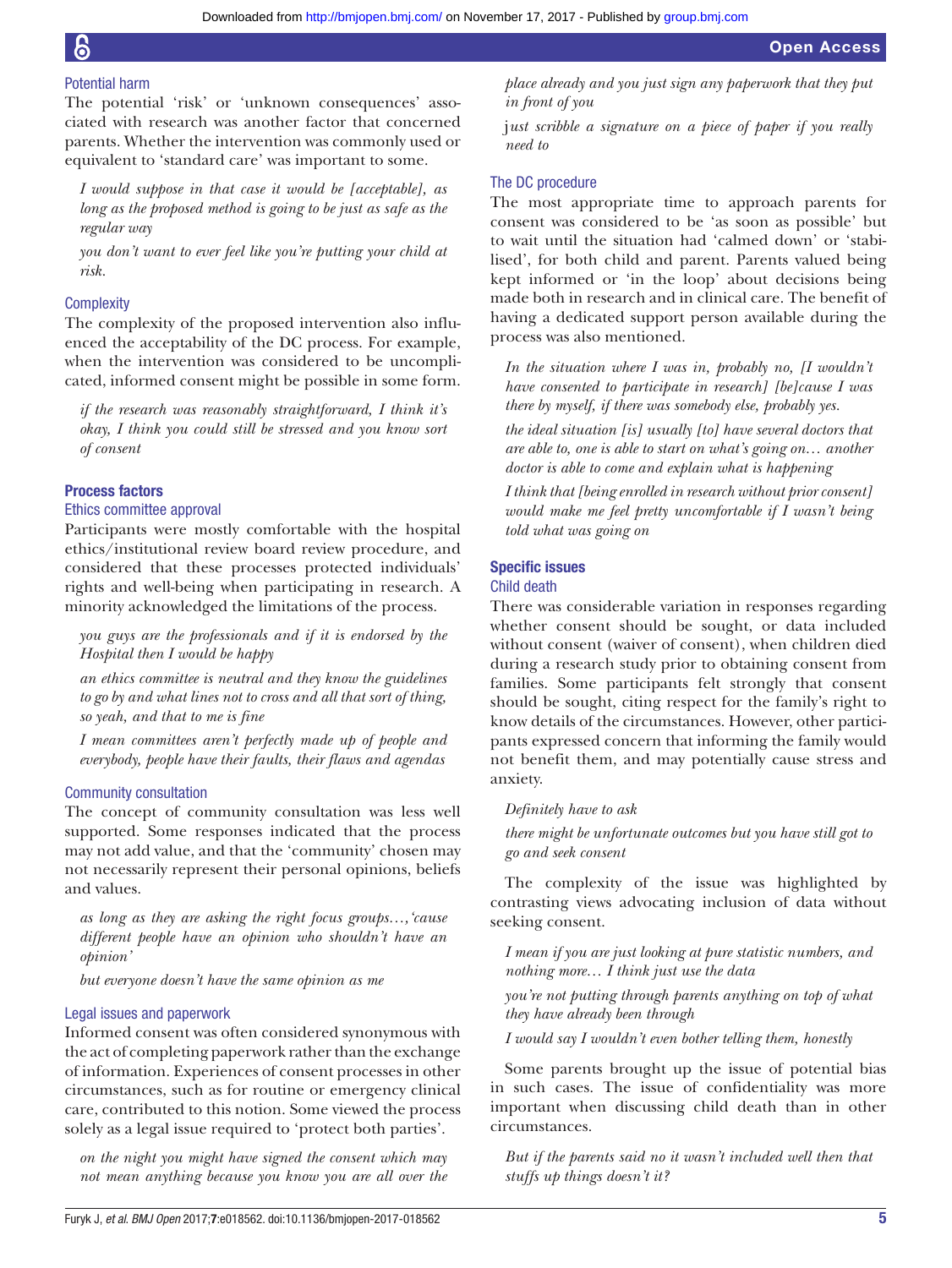### Potential harm

The potential 'risk' or 'unknown consequences' associated with research was another factor that concerned parents. Whether the intervention was commonly used or equivalent to 'standard care' was important to some.

> *I would suppose in that case it would be [acceptable], as long as the proposed method is going to be just as safe as the regular way*
>
> *you don't want to ever feel like you're putting your child at risk.*

### Complexity

The complexity of the proposed intervention also influenced the acceptability of the DC process. For example, when the intervention was considered to be uncomplicated, informed consent might be possible in some form.

> *if the research was reasonably straightforward, I think it's okay, I think you could still be stressed and you know sort of consent*

## Process factors

### Ethics committee approval

Participants were mostly comfortable with the hospital ethics/institutional review board review procedure, and considered that these processes protected individuals' rights and well-being when participating in research. A minority acknowledged the limitations of the process.

> *you guys are the professionals and if it is endorsed by the Hospital then I would be happy*
>
> *an ethics committee is neutral and they know the guidelines to go by and what lines not to cross and all that sort of thing, so yeah, and that to me is fine*
>
> *I mean committees aren't perfectly made up of people and everybody, people have their faults, their flaws and agendas*

### Community consultation

The concept of community consultation was less well supported. Some responses indicated that the process may not add value, and that the 'community' chosen may not necessarily represent their personal opinions, beliefs and values.

> *as long as they are asking the right focus groups…,'cause different people have an opinion who shouldn't have an opinion'*
>
> *but everyone doesn't have the same opinion as me*

### Legal issues and paperwork

Informed consent was often considered synonymous with the act of completing paperwork rather than the exchange of information. Experiences of consent processes in other circumstances, such as for routine or emergency clinical care, contributed to this notion. Some viewed the process solely as a legal issue required to 'protect both parties'.

> *on the night you might have signed the consent which may not mean anything because you know you are all over the place already and you just sign any paperwork that they put in front of you*
>
> *just scribble a signature on a piece of paper if you really need to*

### The DC procedure

The most appropriate time to approach parents for consent was considered to be 'as soon as possible' but to wait until the situation had 'calmed down' or 'stabilised', for both child and parent. Parents valued being kept informed or 'in the loop' about decisions being made both in research and in clinical care. The benefit of having a dedicated support person available during the process was also mentioned.

> *In the situation where I was in, probably no, [I wouldn't have consented to participate in research] [be]cause I was there by myself, if there was somebody else, probably yes.*
>
> *the ideal situation [is] usually [to] have several doctors that are able to, one is able to start on what's going on… another doctor is able to come and explain what is happening*
>
> *I think that [being enrolled in research without prior consent] would make me feel pretty uncomfortable if I wasn't being told what was going on*

## Specific issues

### Child death

There was considerable variation in responses regarding whether consent should be sought, or data included without consent (waiver of consent), when children died during a research study prior to obtaining consent from families. Some participants felt strongly that consent should be sought, citing respect for the family's right to know details of the circumstances. However, other participants expressed concern that informing the family would not benefit them, and may potentially cause stress and anxiety.

> *Definitely have to ask*
>
> *there might be unfortunate outcomes but you have still got to go and seek consent*

The complexity of the issue was highlighted by contrasting views advocating inclusion of data without seeking consent.

> *I mean if you are just looking at pure statistic numbers, and nothing more… I think just use the data*
>
> *you're not putting through parents anything on top of what they have already been through*
>
> *I would say I wouldn't even bother telling them, honestly*

Some parents brought up the issue of potential bias in such cases. The issue of confidentiality was more important when discussing child death than in other circumstances.

> *But if the parents said no it wasn't included well then that stuffs up things doesn't it?*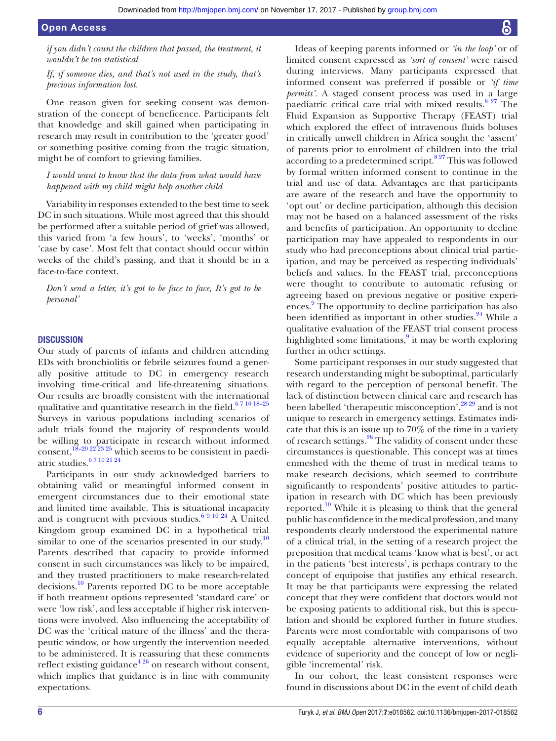*if you didn't count the children that passed, the treatment, it wouldn't be too statistical*

*If, if someone dies, and that's not used in the study, that's precious information lost.*

One reason given for seeking consent was demonstration of the concept of beneficence. Participants felt that knowledge and skill gained when participating in research may result in contribution to the 'greater good' or something positive coming from the tragic situation, might be of comfort to grieving families.

*I would want to know that the data from what would have happened with my child might help another child*

Variability in responses extended to the best time to seek DC in such situations. While most agreed that this should be performed after a suitable period of grief was allowed, this varied from 'a few hours', to 'weeks', 'months' or 'case by case'. Most felt that contact should occur within weeks of the child's passing, and that it should be in a face-to-face context.

*Don't send a letter, it's got to be face to face, It's got to be personal'*

## DISCUSSION

Our study of parents of infants and children attending EDs with bronchiolitis or febrile seizures found a generally positive attitude to DC in emergency research involving time-critical and life-threatening situations. Our results are broadly consistent with the international qualitative and quantitative research in the field.[6 7 10 18–25] Surveys in various populations including scenarios of adult trials found the majority of respondents would be willing to participate in research without informed consent,[18–20 22 23 25] which seems to be consistent in paediatric studies.[6 7 10 21 24]

Participants in our study acknowledged barriers to obtaining valid or meaningful informed consent in emergent circumstances due to their emotional state and limited time available. This is situational incapacity and is congruent with previous studies.[6 9 10 24] A United Kingdom group examined DC in a hypothetical trial similar to one of the scenarios presented in our study.[10] Parents described that capacity to provide informed consent in such circumstances was likely to be impaired, and they trusted practitioners to make research-related decisions.[10] Parents reported DC to be more acceptable if both treatment options represented 'standard care' or were 'low risk', and less acceptable if higher risk interventions were involved. Also influencing the acceptability of DC was the 'critical nature of the illness' and the therapeutic window, or how urgently the intervention needed to be administered. It is reassuring that these comments reflect existing guidance[4 26] on research without consent, which implies that guidance is in line with community expectations.

Ideas of keeping parents informed or *'in the loop'* or of limited consent expressed as *'sort of consent'* were raised during interviews. Many participants expressed that informed consent was preferred if possible or *'if time permits'*. A staged consent process was used in a large paediatric critical care trial with mixed results.[8 27] The Fluid Expansion as Supportive Therapy (FEAST) trial which explored the effect of intravenous fluids boluses in critically unwell children in Africa sought the 'assent' of parents prior to enrolment of children into the trial according to a predetermined script.[8 27] This was followed by formal written informed consent to continue in the trial and use of data. Advantages are that participants are aware of the research and have the opportunity to 'opt out' or decline participation, although this decision may not be based on a balanced assessment of the risks and benefits of participation. An opportunity to decline participation may have appealed to respondents in our study who had preconceptions about clinical trial participation, and may be perceived as respecting individuals' beliefs and values. In the FEAST trial, preconceptions were thought to contribute to automatic refusing or agreeing based on previous negative or positive experiences.[9] The opportunity to decline participation has also been identified as important in other studies.[24] While a qualitative evaluation of the FEAST trial consent process highlighted some limitations,[9] it may be worth exploring further in other settings.

Some participant responses in our study suggested that research understanding might be suboptimal, particularly with regard to the perception of personal benefit. The lack of distinction between clinical care and research has been labelled 'therapeutic misconception',[28 29] and is not unique to research in emergency settings. Estimates indicate that this is an issue up to 70% of the time in a variety of research settings.[28] The validity of consent under these circumstances is questionable. This concept was at times enmeshed with the theme of trust in medical teams to make research decisions, which seemed to contribute significantly to respondents' positive attitudes to participation in research with DC which has been previously reported.[10] While it is pleasing to think that the general public has confidence in the medical profession, and many respondents clearly understood the experimental nature of a clinical trial, in the setting of a research project the preposition that medical teams 'know what is best', or act in the patients 'best interests', is perhaps contrary to the concept of equipoise that justifies any ethical research. It may be that participants were expressing the related concept that they were confident that doctors would not be exposing patients to additional risk, but this is speculation and should be explored further in future studies. Parents were most comfortable with comparisons of two equally acceptable alternative interventions, without evidence of superiority and the concept of low or negligible 'incremental' risk.

In our cohort, the least consistent responses were found in discussions about DC in the event of child death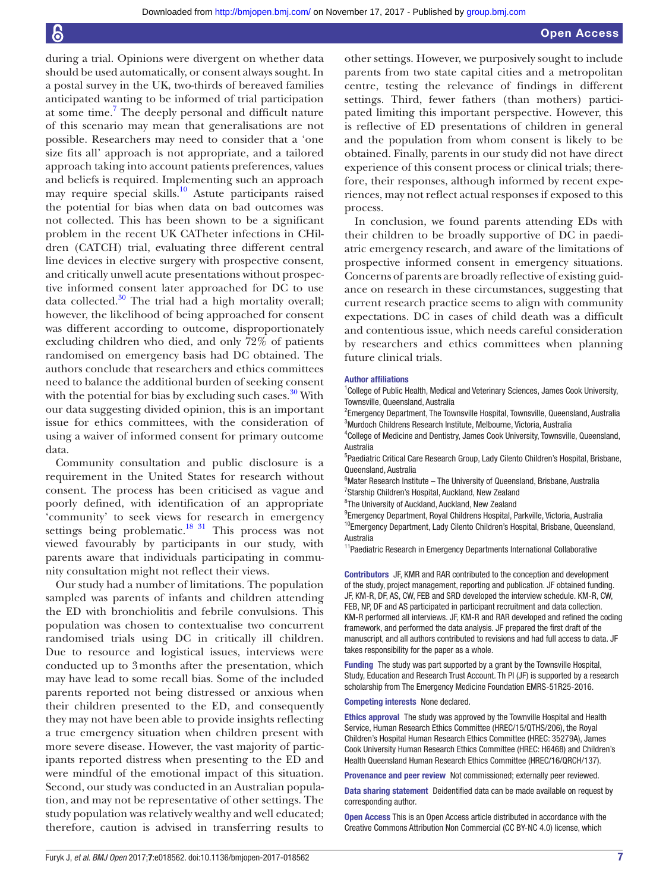during a trial. Opinions were divergent on whether data should be used automatically, or consent always sought. In a postal survey in the UK, two-thirds of bereaved families anticipated wanting to be informed of trial participation at some time.[7] The deeply personal and difficult nature of this scenario may mean that generalisations are not possible. Researchers may need to consider that a 'one size fits all' approach is not appropriate, and a tailored approach taking into account patients preferences, values and beliefs is required. Implementing such an approach may require special skills.[10] Astute participants raised the potential for bias when data on bad outcomes was not collected. This has been shown to be a significant problem in the recent UK CATheter infections in CHildren (CATCH) trial, evaluating three different central line devices in elective surgery with prospective consent, and critically unwell acute presentations without prospective informed consent later approached for DC to use data collected.[30] The trial had a high mortality overall; however, the likelihood of being approached for consent was different according to outcome, disproportionately excluding children who died, and only 72% of patients randomised on emergency basis had DC obtained. The authors conclude that researchers and ethics committees need to balance the additional burden of seeking consent with the potential for bias by excluding such cases.[30] With our data suggesting divided opinion, this is an important issue for ethics committees, with the consideration of using a waiver of informed consent for primary outcome data.

Community consultation and public disclosure is a requirement in the United States for research without consent. The process has been criticised as vague and poorly defined, with identification of an appropriate 'community' to seek views for research in emergency settings being problematic.[18 31] This process was not viewed favourably by participants in our study, with parents aware that individuals participating in community consultation might not reflect their views.

Our study had a number of limitations. The population sampled was parents of infants and children attending the ED with bronchiolitis and febrile convulsions. This population was chosen to contextualise two concurrent randomised trials using DC in critically ill children. Due to resource and logistical issues, interviews were conducted up to 3 months after the presentation, which may have lead to some recall bias. Some of the included parents reported not being distressed or anxious when their children presented to the ED, and consequently they may not have been able to provide insights reflecting a true emergency situation when children present with more severe disease. However, the vast majority of participants reported distress when presenting to the ED and were mindful of the emotional impact of this situation. Second, our study was conducted in an Australian population, and may not be representative of other settings. The study population was relatively wealthy and well educated; therefore, caution is advised in transferring results to other settings. However, we purposively sought to include parents from two state capital cities and a metropolitan centre, testing the relevance of findings in different settings. Third, fewer fathers (than mothers) participated limiting this important perspective. However, this is reflective of ED presentations of children in general and the population from whom consent is likely to be obtained. Finally, parents in our study did not have direct experience of this consent process or clinical trials; therefore, their responses, although informed by recent experiences, may not reflect actual responses if exposed to this process.

In conclusion, we found parents attending EDs with their children to be broadly supportive of DC in paediatric emergency research, and aware of the limitations of prospective informed consent in emergency situations. Concerns of parents are broadly reflective of existing guidance on research in these circumstances, suggesting that current research practice seems to align with community expectations. DC in cases of child death was a difficult and contentious issue, which needs careful consideration by researchers and ethics committees when planning future clinical trials.

**Author affiliations**

[1]College of Public Health, Medical and Veterinary Sciences, James Cook University, Townsville, Queensland, Australia
[2]Emergency Department, The Townsville Hospital, Townsville, Queensland, Australia
[3]Murdoch Childrens Research Institute, Melbourne, Victoria, Australia
[4]College of Medicine and Dentistry, James Cook University, Townsville, Queensland, Australia
[5]Paediatric Critical Care Research Group, Lady Cilento Children's Hospital, Brisbane, Queensland, Australia
[6]Mater Research Institute – The University of Queensland, Brisbane, Australia
[7]Starship Children's Hospital, Auckland, New Zealand
[8]The University of Auckland, Auckland, New Zealand
[9]Emergency Department, Royal Childrens Hospital, Parkville, Victoria, Australia
[10]Emergency Department, Lady Cilento Children's Hospital, Brisbane, Queensland, Australia
[11]Paediatric Research in Emergency Departments International Collaborative

**Contributors** JF, KMR and RAR contributed to the conception and development of the study, project management, reporting and publication. JF obtained funding. JF, KM-R, DF, AS, CW, FEB and SRD developed the interview schedule. KM-R, CW, FEB, NP, DF and AS participated in participant recruitment and data collection. KM-R performed all interviews. JF, KM-R and RAR developed and refined the coding framework, and performed the data analysis. JF prepared the first draft of the manuscript, and all authors contributed to revisions and had full access to data. JF takes responsibility for the paper as a whole.

**Funding** The study was part supported by a grant by the Townsville Hospital, Study, Education and Research Trust Account. Th PI (JF) is supported by a research scholarship from The Emergency Medicine Foundation EMRS-51R25-2016.

**Competing interests** None declared.

**Ethics approval** The study was approved by the Townville Hospital and Health Service, Human Research Ethics Committee (HREC/15/QTHS/206), the Royal Children's Hospital Human Research Ethics Committee (HREC: 35279A), James Cook University Human Research Ethics Committee (HREC: H6468) and Children's Health Queensland Human Research Ethics Committee (HREC/16/QRCH/137).

**Provenance and peer review** Not commissioned; externally peer reviewed.

**Data sharing statement** Deidentified data can be made available on request by corresponding author.

**Open Access** This is an Open Access article distributed in accordance with the Creative Commons Attribution Non Commercial (CC BY-NC 4.0) license, which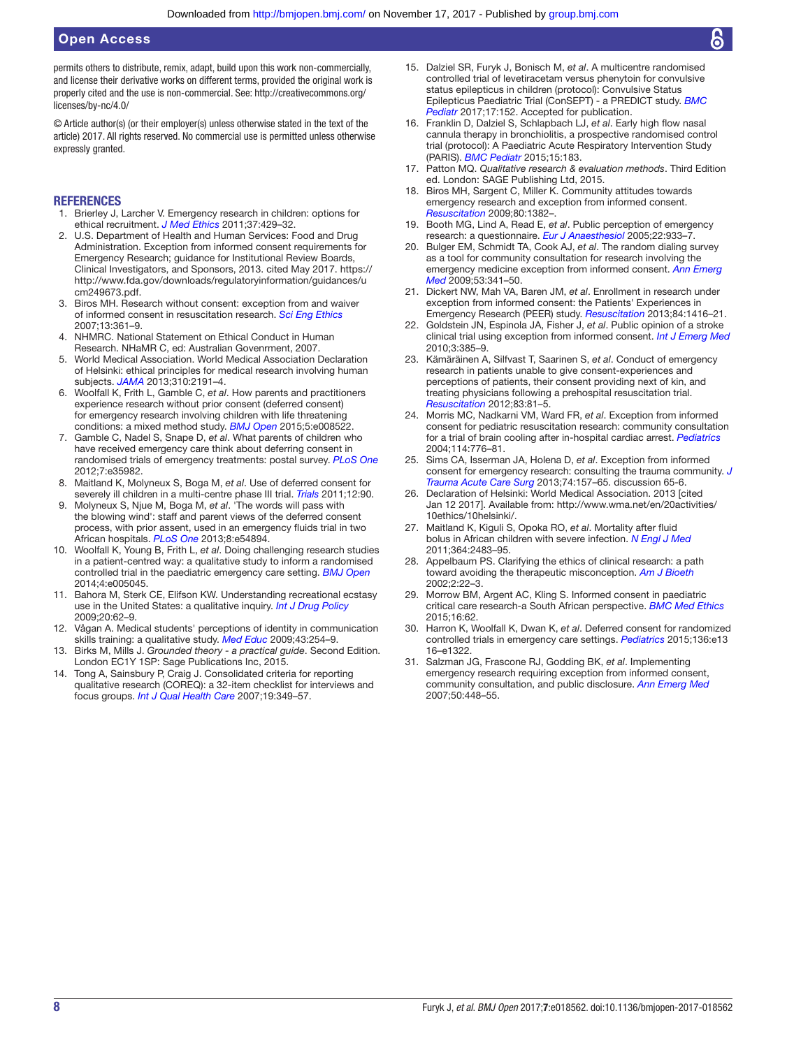permits others to distribute, remix, adapt, build upon this work non-commercially, and license their derivative works on different terms, provided the original work is properly cited and the use is non-commercial. See: http://creativecommons.org/licenses/by-nc/4.0/

© Article author(s) (or their employer(s) unless otherwise stated in the text of the article) 2017. All rights reserved. No commercial use is permitted unless otherwise expressly granted.

## REFERENCES

1. Brierley J, Larcher V. Emergency research in children: options for ethical recruitment. *J Med Ethics* 2011;37:429–32.
2. U.S. Department of Health and Human Services: Food and Drug Administration. Exception from informed consent requirements for Emergency Research; guidance for Institutional Review Boards, Clinical Investigators, and Sponsors, 2013. cited May 2017. https://http://www.fda.gov/downloads/regulatoryinformation/guidances/ucm249673.pdf.
3. Biros MH. Research without consent: exception from and waiver of informed consent in resuscitation research. *Sci Eng Ethics* 2007;13:361–9.
4. NHMRC. National Statement on Ethical Conduct in Human Research. NHaMR C, ed: Australian Govenrment, 2007.
5. World Medical Association. World Medical Association Declaration of Helsinki: ethical principles for medical research involving human subjects. *JAMA* 2013;310:2191–4.
6. Woolfall K, Frith L, Gamble C, *et al*. How parents and practitioners experience research without prior consent (deferred consent) for emergency research involving children with life threatening conditions: a mixed method study. *BMJ Open* 2015;5:e008522.
7. Gamble C, Nadel S, Snape D, *et al*. What parents of children who have received emergency care think about deferring consent in randomised trials of emergency treatments: postal survey. *PLoS One* 2012;7:e35982.
8. Maitland K, Molyneux S, Boga M, *et al*. Use of deferred consent for severely ill children in a multi-centre phase III trial. *Trials* 2011;12:90.
9. Molyneux S, Njue M, Boga M, *et al*. 'The words will pass with the blowing wind': staff and parent views of the deferred consent process, with prior assent, used in an emergency fluids trial in two African hospitals. *PLoS One* 2013;8:e54894.
10. Woolfall K, Young B, Frith L, *et al*. Doing challenging research studies in a patient-centred way: a qualitative study to inform a randomised controlled trial in the paediatric emergency care setting. *BMJ Open* 2014;4:e005045.
11. Bahora M, Sterk CE, Elifson KW. Understanding recreational ecstasy use in the United States: a qualitative inquiry. *Int J Drug Policy* 2009;20:62–9.
12. Vågan A. Medical students' perceptions of identity in communication skills training: a qualitative study. *Med Educ* 2009;43:254–9.
13. Birks M, Mills J. *Grounded theory - a practical guide*. Second Edition. London EC1Y 1SP: Sage Publications Inc, 2015.
14. Tong A, Sainsbury P, Craig J. Consolidated criteria for reporting qualitative research (COREQ): a 32-item checklist for interviews and focus groups. *Int J Qual Health Care* 2007;19:349–57.
15. Dalziel SR, Furyk J, Bonisch M, *et al*. A multicentre randomised controlled trial of levetiracetam versus phenytoin for convulsive status epilepticus in children (protocol): Convulsive Status Epilepticus Paediatric Trial (ConSEPT) - a PREDICT study. *BMC Pediatr* 2017;17:152. Accepted for publication.
16. Franklin D, Dalziel S, Schlapbach LJ, *et al*. Early high flow nasal cannula therapy in bronchiolitis, a prospective randomised control trial (protocol): A Paediatric Acute Respiratory Intervention Study (PARIS). *BMC Pediatr* 2015;15:183.
17. Patton MQ. *Qualitative research & evaluation methods*. Third Edition ed. London: SAGE Publishing Ltd, 2015.
18. Biros MH, Sargent C, Miller K. Community attitudes towards emergency research and exception from informed consent. *Resuscitation* 2009;80:1382–.
19. Booth MG, Lind A, Read E, *et al*. Public perception of emergency research: a questionnaire. *Eur J Anaesthesiol* 2005;22:933–7.
20. Bulger EM, Schmidt TA, Cook AJ, *et al*. The random dialing survey as a tool for community consultation for research involving the emergency medicine exception from informed consent. *Ann Emerg Med* 2009;53:341–50.
21. Dickert NW, Mah VA, Baren JM, *et al*. Enrollment in research under exception from informed consent: the Patients' Experiences in Emergency Research (PEER) study. *Resuscitation* 2013;84:1416–21.
22. Goldstein JN, Espinola JA, Fisher J, *et al*. Public opinion of a stroke clinical trial using exception from informed consent. *Int J Emerg Med* 2010;3:385–9.
23. Kämäräinen A, Silfvast T, Saarinen S, *et al*. Conduct of emergency research in patients unable to give consent-experiences and perceptions of patients, their consent providing next of kin, and treating physicians following a prehospital resuscitation trial. *Resuscitation* 2012;83:81–5.
24. Morris MC, Nadkarni VM, Ward FR, *et al*. Exception from informed consent for pediatric resuscitation research: community consultation for a trial of brain cooling after in-hospital cardiac arrest. *Pediatrics* 2004;114:776–81.
25. Sims CA, Isserman JA, Holena D, *et al*. Exception from informed consent for emergency research: consulting the trauma community. *J Trauma Acute Care Surg* 2013;74:157–65. discussion 65-6.
26. Declaration of Helsinki: World Medical Association. 2013 [cited Jan 12 2017]. Available from: http://www.wma.net/en/20activities/10ethics/10helsinki/.
27. Maitland K, Kiguli S, Opoka RO, *et al*. Mortality after fluid bolus in African children with severe infection. *N Engl J Med* 2011;364:2483–95.
28. Appelbaum PS. Clarifying the ethics of clinical research: a path toward avoiding the therapeutic misconception. *Am J Bioeth* 2002;2:22–3.
29. Morrow BM, Argent AC, Kling S. Informed consent in paediatric critical care research-a South African perspective. *BMC Med Ethics* 2015;16:62.
30. Harron K, Woolfall K, Dwan K, *et al*. Deferred consent for randomized controlled trials in emergency care settings. *Pediatrics* 2015;136:e1316–e1322.
31. Salzman JG, Frascone RJ, Godding BK, *et al*. Implementing emergency research requiring exception from informed consent, community consultation, and public disclosure. *Ann Emerg Med* 2007;50:448–55.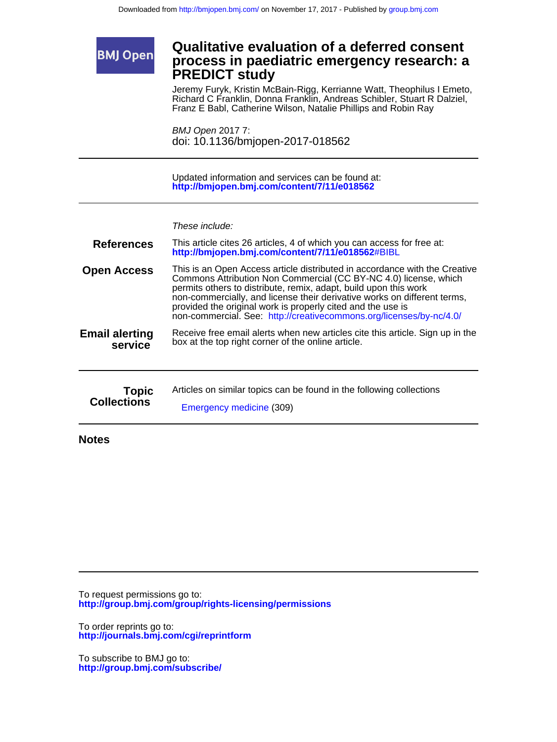Downloaded from http://bmjopen.bmj.com/ on November 17, 2017 - Published by group.bmj.com

BMJ Open

# Qualitative evaluation of a deferred consent process in paediatric emergency research: a PREDICT study

Jeremy Furyk, Kristin McBain-Rigg, Kerrianne Watt, Theophilus I Emeto, Richard C Franklin, Donna Franklin, Andreas Schibler, Stuart R Dalziel, Franz E Babl, Catherine Wilson, Natalie Phillips and Robin Ray

*BMJ Open* 2017 7:
doi: 10.1136/bmjopen-2017-018562

Updated information and services can be found at:
**http://bmjopen.bmj.com/content/7/11/e018562**

*These include:*

**References**

This article cites 26 articles, 4 of which you can access for free at:
**http://bmjopen.bmj.com/content/7/11/e018562**#BIBL

**Open Access**

This is an Open Access article distributed in accordance with the Creative Commons Attribution Non Commercial (CC BY-NC 4.0) license, which permits others to distribute, remix, adapt, build upon this work non-commercially, and license their derivative works on different terms, provided the original work is properly cited and the use is non-commercial. See: http://creativecommons.org/licenses/by-nc/4.0/

**Email alerting service**

Receive free email alerts when new articles cite this article. Sign up in the box at the top right corner of the online article.

**Topic Collections**

Articles on similar topics can be found in the following collections

Emergency medicine (309)

## Notes

To request permissions go to:
**http://group.bmj.com/group/rights-licensing/permissions**

To order reprints go to:
**http://journals.bmj.com/cgi/reprintform**

To subscribe to BMJ go to:
**http://group.bmj.com/subscribe/**